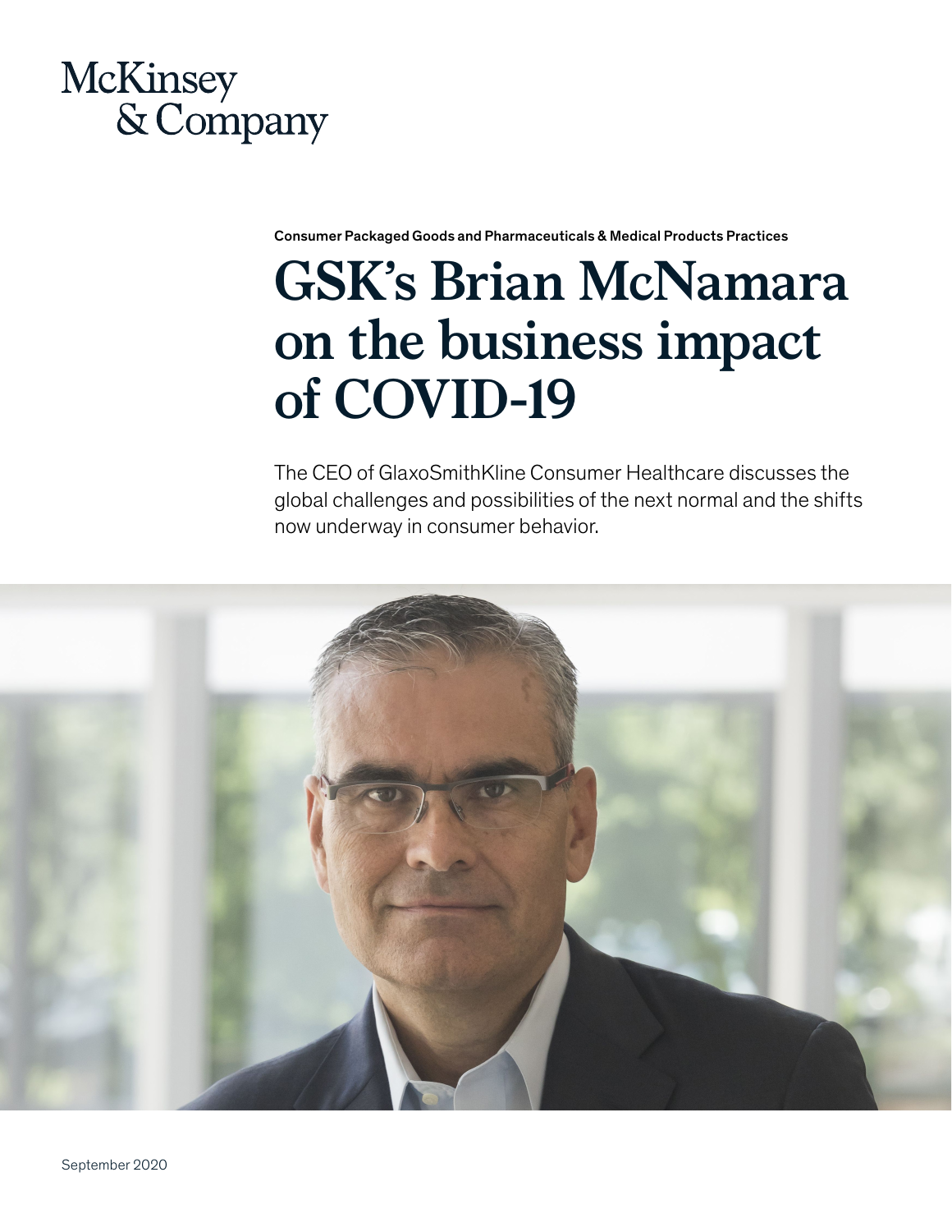McKinsey & Company

Consumer Packaged Goods and Pharmaceuticals & Medical Products Practices

# GSK's Brian McNamara on the business impact of COVID-19

The CEO of GlaxoSmithKline Consumer Healthcare discusses the global challenges and possibilities of the next normal and the shifts now underway in consumer behavior.

September 2020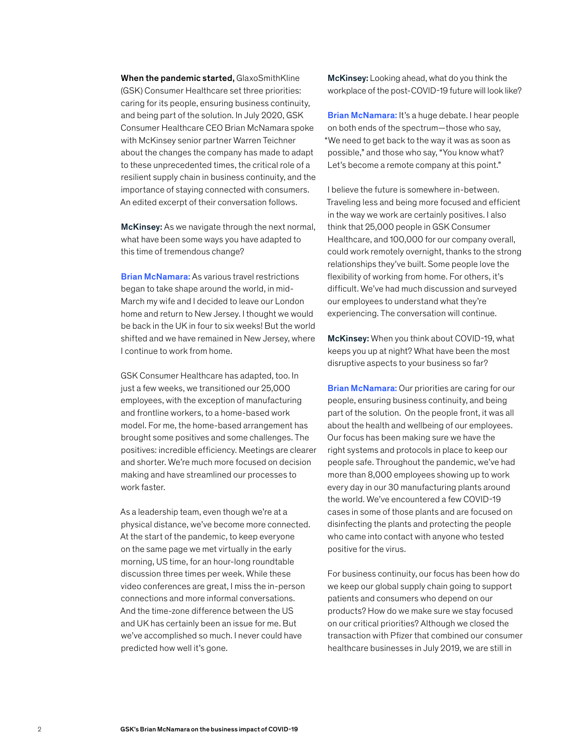**When the pandemic started,** GlaxoSmithKline (GSK) Consumer Healthcare set three priorities: caring for its people, ensuring business continuity, and being part of the solution. In July 2020, GSK Consumer Healthcare CEO Brian McNamara spoke with McKinsey senior partner Warren Teichner about the changes the company has made to adapt to these unprecedented times, the critical role of a resilient supply chain in business continuity, and the importance of staying connected with consumers. An edited excerpt of their conversation follows.

**McKinsey:** As we navigate through the next normal, what have been some ways you have adapted to this time of tremendous change?

**Brian McNamara:** As various travel restrictions began to take shape around the world, in mid-March my wife and I decided to leave our London home and return to New Jersey. I thought we would be back in the UK in four to six weeks! But the world shifted and we have remained in New Jersey, where I continue to work from home.

GSK Consumer Healthcare has adapted, too. In just a few weeks, we transitioned our 25,000 employees, with the exception of manufacturing and frontline workers, to a home-based work model. For me, the home-based arrangement has brought some positives and some challenges. The positives: incredible efficiency. Meetings are clearer and shorter. We're much more focused on decision making and have streamlined our processes to work faster.

As a leadership team, even though we're at a physical distance, we've become more connected. At the start of the pandemic, to keep everyone on the same page we met virtually in the early morning, US time, for an hour-long roundtable discussion three times per week. While these video conferences are great, I miss the in-person connections and more informal conversations. And the time-zone difference between the US and UK has certainly been an issue for me. But we've accomplished so much. I never could have predicted how well it's gone.

**McKinsey:** Looking ahead, what do you think the workplace of the post-COVID-19 future will look like?

**Brian McNamara:** It's a huge debate. I hear people on both ends of the spectrum—those who say, "We need to get back to the way it was as soon as possible," and those who say, "You know what? Let's become a remote company at this point."

I believe the future is somewhere in-between. Traveling less and being more focused and efficient in the way we work are certainly positives. I also think that 25,000 people in GSK Consumer Healthcare, and 100,000 for our company overall, could work remotely overnight, thanks to the strong relationships they've built. Some people love the flexibility of working from home. For others, it's difficult. We've had much discussion and surveyed our employees to understand what they're experiencing. The conversation will continue.

**McKinsey:** When you think about COVID-19, what keeps you up at night? What have been the most disruptive aspects to your business so far?

**Brian McNamara:** Our priorities are caring for our people, ensuring business continuity, and being part of the solution. On the people front, it was all about the health and wellbeing of our employees. Our focus has been making sure we have the right systems and protocols in place to keep our people safe. Throughout the pandemic, we've had more than 8,000 employees showing up to work every day in our 30 manufacturing plants around the world. We've encountered a few COVID-19 cases in some of those plants and are focused on disinfecting the plants and protecting the people who came into contact with anyone who tested positive for the virus.

For business continuity, our focus has been how do we keep our global supply chain going to support patients and consumers who depend on our products? How do we make sure we stay focused on our critical priorities? Although we closed the transaction with Pfizer that combined our consumer healthcare businesses in July 2019, we are still in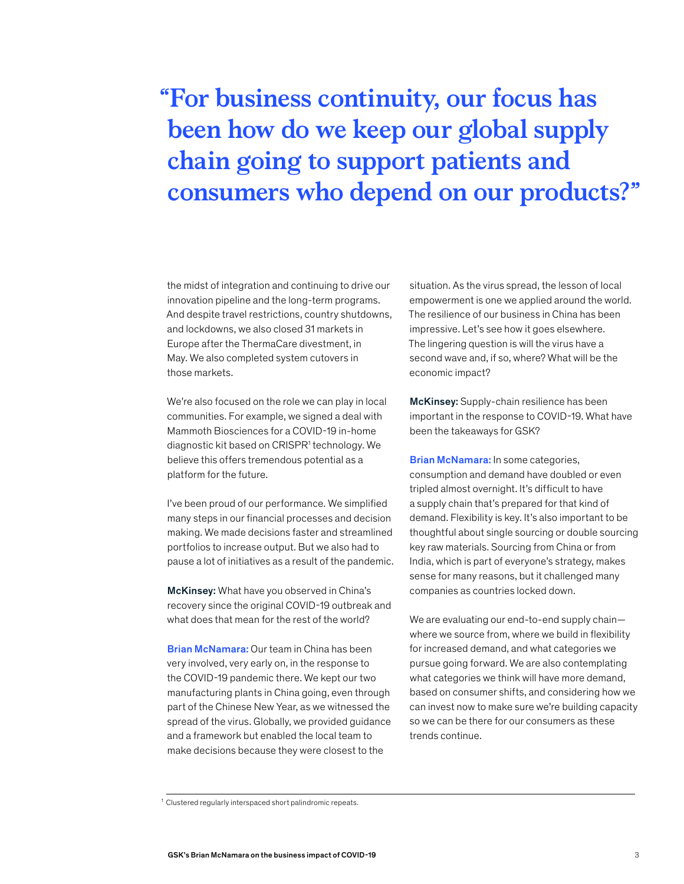> **"For business continuity, our focus has been how do we keep our global supply chain going to support patients and consumers who depend on our products?"**

the midst of integration and continuing to drive our innovation pipeline and the long-term programs. And despite travel restrictions, country shutdowns, and lockdowns, we also closed 31 markets in Europe after the ThermaCare divestment, in May. We also completed system cutovers in those markets.

We're also focused on the role we can play in local communities. For example, we signed a deal with Mammoth Biosciences for a COVID-19 in-home diagnostic kit based on CRISPR[1] technology. We believe this offers tremendous potential as a platform for the future.

I've been proud of our performance. We simplified many steps in our financial processes and decision making. We made decisions faster and streamlined portfolios to increase output. But we also had to pause a lot of initiatives as a result of the pandemic.

**McKinsey:** What have you observed in China's recovery since the original COVID-19 outbreak and what does that mean for the rest of the world?

**Brian McNamara:** Our team in China has been very involved, very early on, in the response to the COVID-19 pandemic there. We kept our two manufacturing plants in China going, even through part of the Chinese New Year, as we witnessed the spread of the virus. Globally, we provided guidance and a framework but enabled the local team to make decisions because they were closest to the situation. As the virus spread, the lesson of local empowerment is one we applied around the world. The resilience of our business in China has been impressive. Let's see how it goes elsewhere. The lingering question is will the virus have a second wave and, if so, where? What will be the economic impact?

**McKinsey:** Supply-chain resilience has been important in the response to COVID-19. What have been the takeaways for GSK?

**Brian McNamara:** In some categories, consumption and demand have doubled or even tripled almost overnight. It's difficult to have a supply chain that's prepared for that kind of demand. Flexibility is key. It's also important to be thoughtful about single sourcing or double sourcing key raw materials. Sourcing from China or from India, which is part of everyone's strategy, makes sense for many reasons, but it challenged many companies as countries locked down.

We are evaluating our end-to-end supply chain—where we source from, where we build in flexibility for increased demand, and what categories we pursue going forward. We are also contemplating what categories we think will have more demand, based on consumer shifts, and considering how we can invest now to make sure we're building capacity so we can be there for our consumers as these trends continue.

---

[1] Clustered regularly interspaced short palindromic repeats.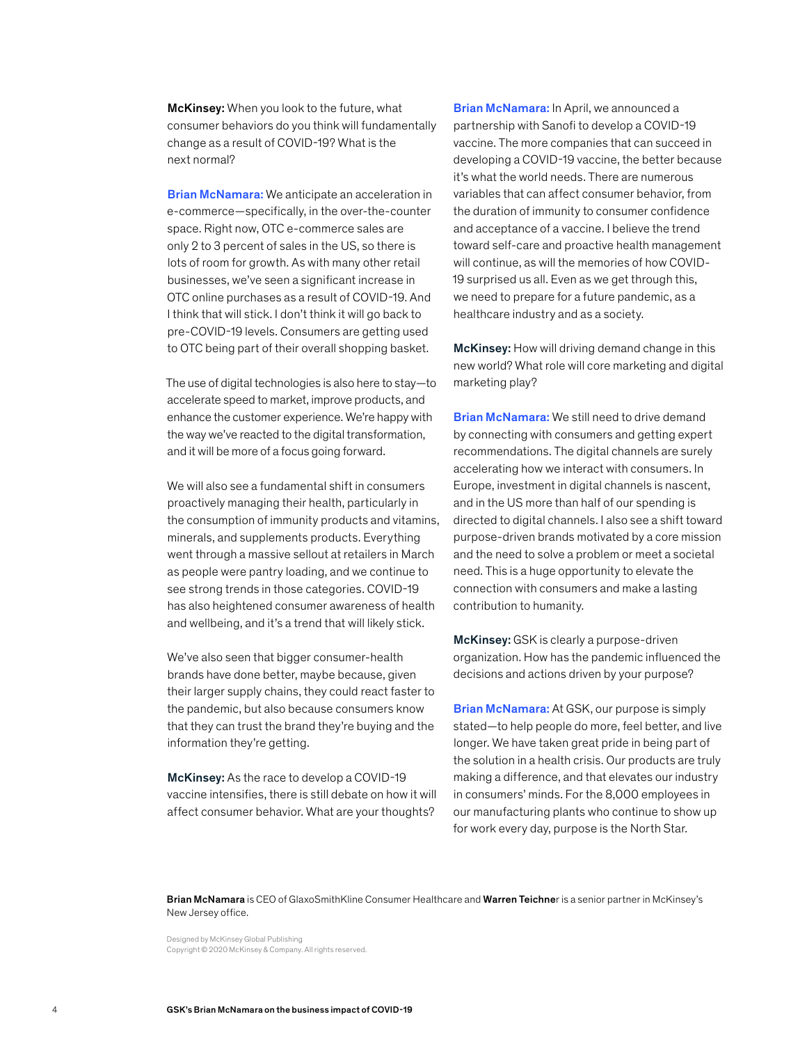**McKinsey:** When you look to the future, what consumer behaviors do you think will fundamentally change as a result of COVID-19? What is the next normal?

**Brian McNamara:** We anticipate an acceleration in e-commerce—specifically, in the over-the-counter space. Right now, OTC e-commerce sales are only 2 to 3 percent of sales in the US, so there is lots of room for growth. As with many other retail businesses, we've seen a significant increase in OTC online purchases as a result of COVID-19. And I think that will stick. I don't think it will go back to pre-COVID-19 levels. Consumers are getting used to OTC being part of their overall shopping basket.

The use of digital technologies is also here to stay—to accelerate speed to market, improve products, and enhance the customer experience. We're happy with the way we've reacted to the digital transformation, and it will be more of a focus going forward.

We will also see a fundamental shift in consumers proactively managing their health, particularly in the consumption of immunity products and vitamins, minerals, and supplements products. Everything went through a massive sellout at retailers in March as people were pantry loading, and we continue to see strong trends in those categories. COVID-19 has also heightened consumer awareness of health and wellbeing, and it's a trend that will likely stick.

We've also seen that bigger consumer-health brands have done better, maybe because, given their larger supply chains, they could react faster to the pandemic, but also because consumers know that they can trust the brand they're buying and the information they're getting.

**McKinsey:** As the race to develop a COVID-19 vaccine intensifies, there is still debate on how it will affect consumer behavior. What are your thoughts?

**Brian McNamara:** In April, we announced a partnership with Sanofi to develop a COVID-19 vaccine. The more companies that can succeed in developing a COVID-19 vaccine, the better because it's what the world needs. There are numerous variables that can affect consumer behavior, from the duration of immunity to consumer confidence and acceptance of a vaccine. I believe the trend toward self-care and proactive health management will continue, as will the memories of how COVID-19 surprised us all. Even as we get through this, we need to prepare for a future pandemic, as a healthcare industry and as a society.

**McKinsey:** How will driving demand change in this new world? What role will core marketing and digital marketing play?

**Brian McNamara:** We still need to drive demand by connecting with consumers and getting expert recommendations. The digital channels are surely accelerating how we interact with consumers. In Europe, investment in digital channels is nascent, and in the US more than half of our spending is directed to digital channels. I also see a shift toward purpose-driven brands motivated by a core mission and the need to solve a problem or meet a societal need. This is a huge opportunity to elevate the connection with consumers and make a lasting contribution to humanity.

**McKinsey:** GSK is clearly a purpose-driven organization. How has the pandemic influenced the decisions and actions driven by your purpose?

**Brian McNamara:** At GSK, our purpose is simply stated—to help people do more, feel better, and live longer. We have taken great pride in being part of the solution in a health crisis. Our products are truly making a difference, and that elevates our industry in consumers' minds. For the 8,000 employees in our manufacturing plants who continue to show up for work every day, purpose is the North Star.

**Brian McNamara** is CEO of GlaxoSmithKline Consumer Healthcare and **Warren Teichner** is a senior partner in McKinsey's New Jersey office.

Designed by McKinsey Global Publishing
Copyright © 2020 McKinsey & Company. All rights reserved.